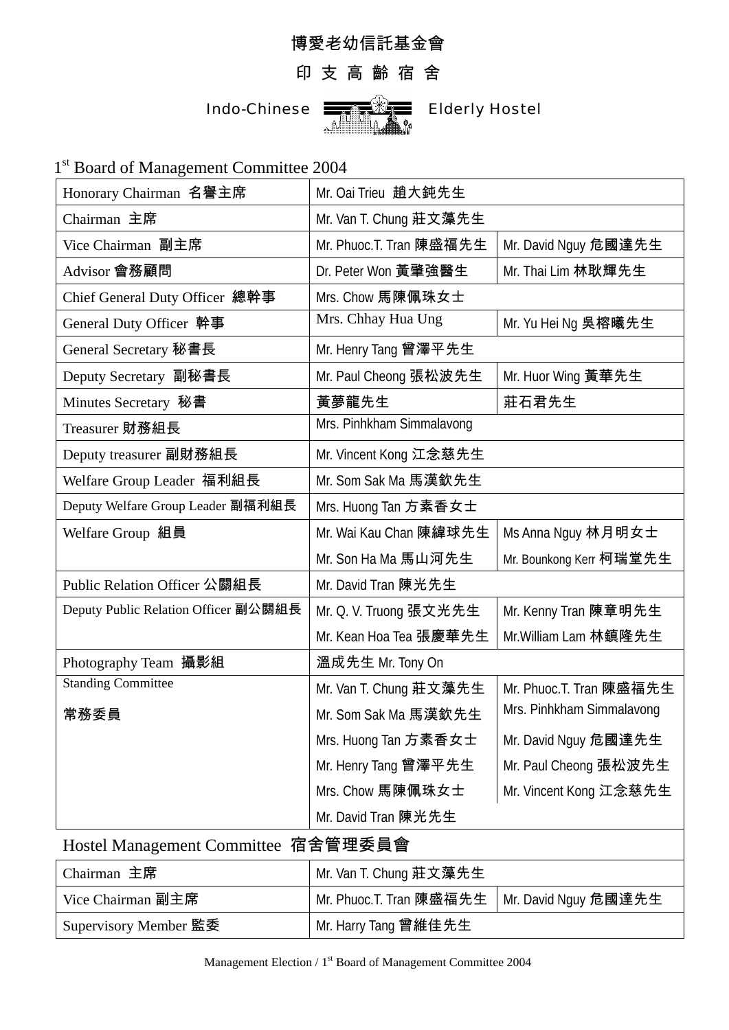# 博愛老幼信託基金會

## 印支高齡宿舍

## Indo-Chinese Elderly Hostel

1st Board of Management Committee 2004

| | | |
|---|---|---|
| Honorary Chairman 名譽主席 | Mr. Oai Trieu 趙大鈍先生 | |
| Chairman 主席 | Mr. Van T. Chung 莊文藻先生 | |
| Vice Chairman 副主席 | Mr. Phuoc.T. Tran 陳盛福先生 | Mr. David Nguy 危國達先生 |
| Advisor 會務顧問 | Dr. Peter Won 黃肇強醫生 | Mr. Thai Lim 林耿輝先生 |
| Chief General Duty Officer 總幹事 | Mrs. Chow 馬陳佩珠女士 | |
| General Duty Officer 幹事 | Mrs. Chhay Hua Ung | Mr. Yu Hei Ng 吳榕曦先生 |
| General Secretary 秘書長 | Mr. Henry Tang 曾澤平先生 | |
| Deputy Secretary 副秘書長 | Mr. Paul Cheong 張松波先生 | Mr. Huor Wing 黃華先生 |
| Minutes Secretary 秘書 | 黃夢龍先生 | 莊石君先生 |
| Treasurer 財務組長 | Mrs. Pinhkham Simmalavong | |
| Deputy treasurer 副財務組長 | Mr. Vincent Kong 江念慈先生 | |
| Welfare Group Leader 福利組長 | Mr. Som Sak Ma 馬漢欽先生 | |
| Deputy Welfare Group Leader 副福利組長 | Mrs. Huong Tan 方素香女士 | |
| Welfare Group 組員 | Mr. Wai Kau Chan 陳緯球先生 | Ms Anna Nguy 林月明女士 |
| | Mr. Son Ha Ma 馬山河先生 | Mr. Bounkong Kerr 柯瑞堂先生 |
| Public Relation Officer 公關組長 | Mr. David Tran 陳光先生 | |
| Deputy Public Relation Officer 副公關組長 | Mr. Q. V. Truong 張文光先生 | Mr. Kenny Tran 陳章明先生 |
| | Mr. Kean Hoa Tea 張慶華先生 | Mr.William Lam 林鎮隆先生 |
| Photography Team 攝影組 | 溫成先生 Mr. Tony On | |
| Standing Committee 常務委員 | Mr. Van T. Chung 莊文藻先生 | Mr. Phuoc.T. Tran 陳盛福先生 |
| | Mr. Som Sak Ma 馬漢欽先生 | Mrs. Pinhkham Simmalavong |
| | Mrs. Huong Tan 方素香女士 | Mr. David Nguy 危國達先生 |
| | Mr. Henry Tang 曾澤平先生 | Mr. Paul Cheong 張松波先生 |
| | Mrs. Chow 馬陳佩珠女士 | Mr. Vincent Kong 江念慈先生 |
| | Mr. David Tran 陳光先生 | |

## Hostel Management Committee 宿舍管理委員會

| | | |
|---|---|---|
| Chairman 主席 | Mr. Van T. Chung 莊文藻先生 | |
| Vice Chairman 副主席 | Mr. Phuoc.T. Tran 陳盛福先生 | Mr. David Nguy 危國達先生 |
| Supervisory Member 監委 | Mr. Harry Tang 曾維佳先生 | |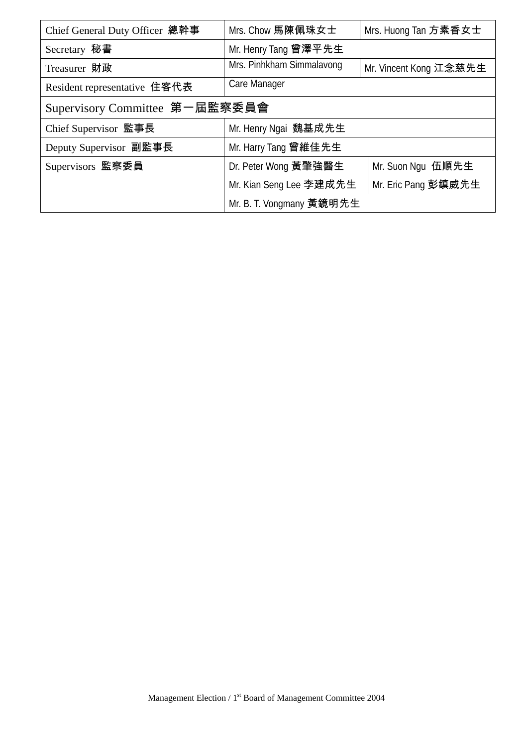| | | |
|---|---|---|
| Chief General Duty Officer 總幹事 | Mrs. Chow 馬陳佩珠女士 | Mrs. Huong Tan 方素香女士 |
| Secretary 秘書 | Mr. Henry Tang 曾澤平先生 | |
| Treasurer 財政 | Mrs. Pinhkham Simmalavong | Mr. Vincent Kong 江念慈先生 |
| Resident representative 住客代表 | Care Manager | |
| **Supervisory Committee 第一屆監察委員會** | | |
| Chief Supervisor 監事長 | Mr. Henry Ngai 魏基成先生 | |
| Deputy Supervisor 副監事長 | Mr. Harry Tang 曾維佳先生 | |
| Supervisors 監察委員 | Dr. Peter Wong 黃肇強醫生 | Mr. Suon Ngu 伍順先生 |
| | Mr. Kian Seng Lee 李建成先生 | Mr. Eric Pang 彭鎮威先生 |
| | Mr. B. T. Vongmany 黃鏡明先生 | |

Management Election / 1st Board of Management Committee 2004